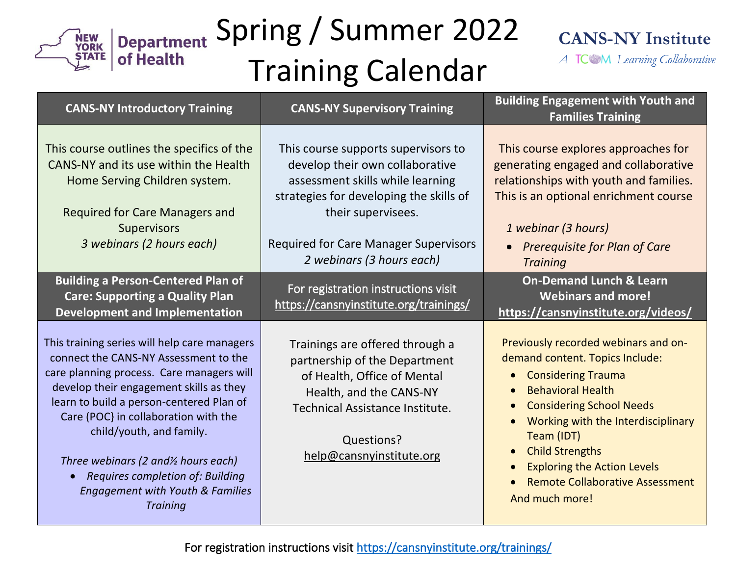New York State Department of Health

# Spring / Summer 2022 Training Calendar

CANS-NY Institute
*A TCOM Learning Collaborative*

| CANS-NY Introductory Training | CANS-NY Supervisory Training | Building Engagement with Youth and Families Training |
|---|---|---|
| This course outlines the specifics of the CANS-NY and its use within the Health Home Serving Children system.<br><br>Required for Care Managers and Supervisors<br>*3 webinars (2 hours each)* | This course supports supervisors to develop their own collaborative assessment skills while learning strategies for developing the skills of their supervisees.<br><br>Required for Care Manager Supervisors<br>*2 webinars (3 hours each)* | This course explores approaches for generating engaged and collaborative relationships with youth and families. This is an optional enrichment course<br><br>*1 webinar (3 hours)*<br>• *Prerequisite for Plan of Care Training* |
| **Building a Person-Centered Plan of Care: Supporting a Quality Plan Development and Implementation** | For registration instructions visit https://cansnyinstitute.org/trainings/ | **On-Demand Lunch & Learn Webinars and more! https://cansnyinstitute.org/videos/** |
| This training series will help care managers connect the CANS-NY Assessment to the care planning process. Care managers will develop their engagement skills as they learn to build a person-centered Plan of Care (POC} in collaboration with the child/youth, and family.<br><br>*Three webinars (2 and½ hours each)*<br>• *Requires completion of: Building Engagement with Youth & Families Training* | Trainings are offered through a partnership of the Department of Health, Office of Mental Health, and the CANS-NY Technical Assistance Institute.<br><br>Questions?<br>help@cansnyinstitute.org | Previously recorded webinars and on-demand content. Topics Include:<br>• Considering Trauma<br>• Behavioral Health<br>• Considering School Needs<br>• Working with the Interdisciplinary Team (IDT)<br>• Child Strengths<br>• Exploring the Action Levels<br>• Remote Collaborative Assessment<br>And much more! |

For registration instructions visit https://cansnyinstitute.org/trainings/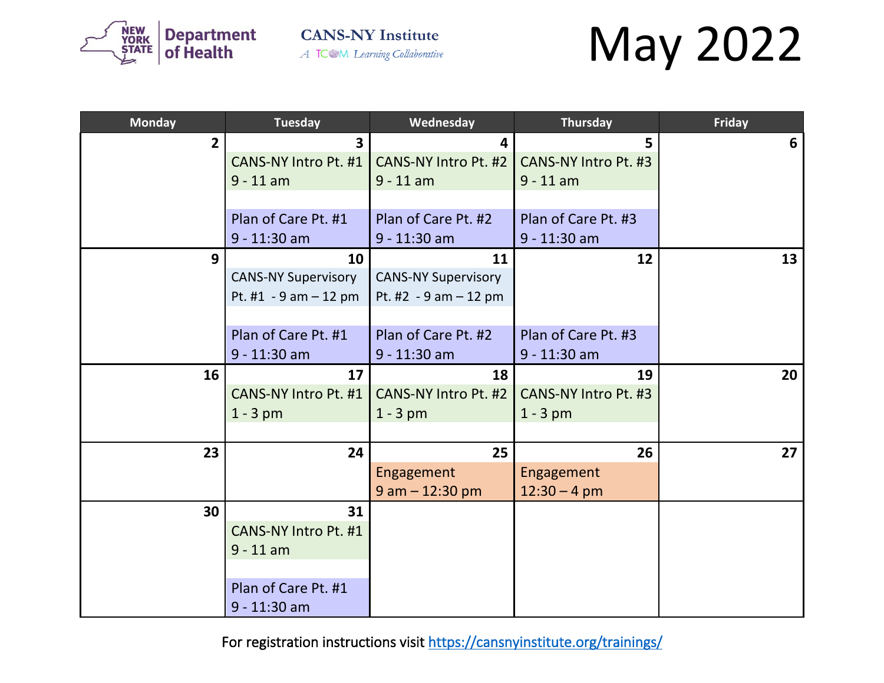New York State Department of Health

CANS-NY Institute
*A TCOM Learning Collaborative*

# May 2022

| Monday | Tuesday | Wednesday | Thursday | Friday |
|---|---|---|---|---|
| 2 | 3<br>CANS-NY Intro Pt. #1<br>9 - 11 am<br><br>Plan of Care Pt. #1<br>9 - 11:30 am | 4<br>CANS-NY Intro Pt. #2<br>9 - 11 am<br><br>Plan of Care Pt. #2<br>9 - 11:30 am | 5<br>CANS-NY Intro Pt. #3<br>9 - 11 am<br><br>Plan of Care Pt. #3<br>9 - 11:30 am | 6 |
| 9 | 10<br>CANS-NY Supervisory Pt. #1 - 9 am – 12 pm<br><br>Plan of Care Pt. #1<br>9 - 11:30 am | 11<br>CANS-NY Supervisory Pt. #2 - 9 am – 12 pm<br><br>Plan of Care Pt. #2<br>9 - 11:30 am | 12<br><br>Plan of Care Pt. #3<br>9 - 11:30 am | 13 |
| 16 | 17<br>CANS-NY Intro Pt. #1<br>1 - 3 pm | 18<br>CANS-NY Intro Pt. #2<br>1 - 3 pm | 19<br>CANS-NY Intro Pt. #3<br>1 - 3 pm | 20 |
| 23 | 24 | 25<br>Engagement<br>9 am – 12:30 pm | 26<br>Engagement<br>12:30 – 4 pm | 27 |
| 30 | 31<br>CANS-NY Intro Pt. #1<br>9 - 11 am<br><br>Plan of Care Pt. #1<br>9 - 11:30 am | | | |

For registration instructions visit https://cansnyinstitute.org/trainings/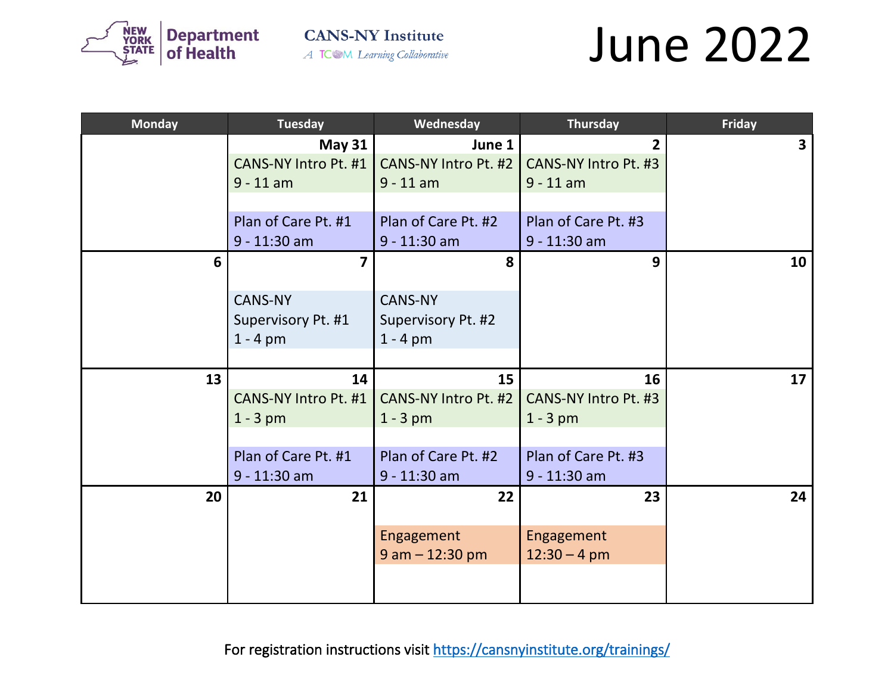New York State Department of Health

CANS-NY Institute
*A TCOM Learning Collaborative*

# June 2022

| Monday | Tuesday | Wednesday | Thursday | Friday |
|---|---|---|---|---|
| | **May 31**<br>CANS-NY Intro Pt. #1<br>9 - 11 am<br><br>Plan of Care Pt. #1<br>9 - 11:30 am | **June 1**<br>CANS-NY Intro Pt. #2<br>9 - 11 am<br><br>Plan of Care Pt. #2<br>9 - 11:30 am | **2**<br>CANS-NY Intro Pt. #3<br>9 - 11 am<br><br>Plan of Care Pt. #3<br>9 - 11:30 am | **3** |
| **6** | **7**<br>CANS-NY Supervisory Pt. #1<br>1 - 4 pm | **8**<br>CANS-NY Supervisory Pt. #2<br>1 - 4 pm | **9** | **10** |
| **13** | **14**<br>CANS-NY Intro Pt. #1<br>1 - 3 pm<br><br>Plan of Care Pt. #1<br>9 - 11:30 am | **15**<br>CANS-NY Intro Pt. #2<br>1 - 3 pm<br><br>Plan of Care Pt. #2<br>9 - 11:30 am | **16**<br>CANS-NY Intro Pt. #3<br>1 - 3 pm<br><br>Plan of Care Pt. #3<br>9 - 11:30 am | **17** |
| **20** | **21** | **22**<br>Engagement<br>9 am – 12:30 pm | **23**<br>Engagement<br>12:30 – 4 pm | **24** |

For registration instructions visit https://cansnyinstitute.org/trainings/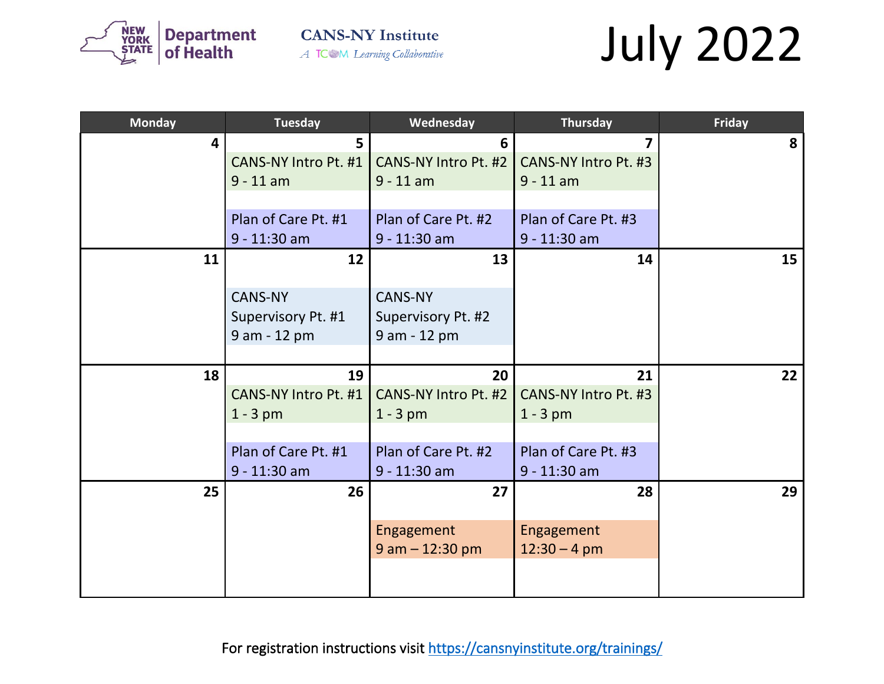New York State Department of Health

CANS-NY Institute
A TCOM Learning Collaborative

# July 2022

| Monday | Tuesday | Wednesday | Thursday | Friday |
|---|---|---|---|---|
| 4 | 5<br>CANS-NY Intro Pt. #1<br>9 - 11 am<br><br>Plan of Care Pt. #1<br>9 - 11:30 am | 6<br>CANS-NY Intro Pt. #2<br>9 - 11 am<br><br>Plan of Care Pt. #2<br>9 - 11:30 am | 7<br>CANS-NY Intro Pt. #3<br>9 - 11 am<br><br>Plan of Care Pt. #3<br>9 - 11:30 am | 8 |
| 11 | 12<br>CANS-NY Supervisory Pt. #1<br>9 am - 12 pm | 13<br>CANS-NY Supervisory Pt. #2<br>9 am - 12 pm | 14 | 15 |
| 18 | 19<br>CANS-NY Intro Pt. #1<br>1 - 3 pm<br><br>Plan of Care Pt. #1<br>9 - 11:30 am | 20<br>CANS-NY Intro Pt. #2<br>1 - 3 pm<br><br>Plan of Care Pt. #2<br>9 - 11:30 am | 21<br>CANS-NY Intro Pt. #3<br>1 - 3 pm<br><br>Plan of Care Pt. #3<br>9 - 11:30 am | 22 |
| 25 | 26 | 27<br>Engagement<br>9 am – 12:30 pm | 28<br>Engagement<br>12:30 – 4 pm | 29 |

For registration instructions visit https://cansnyinstitute.org/trainings/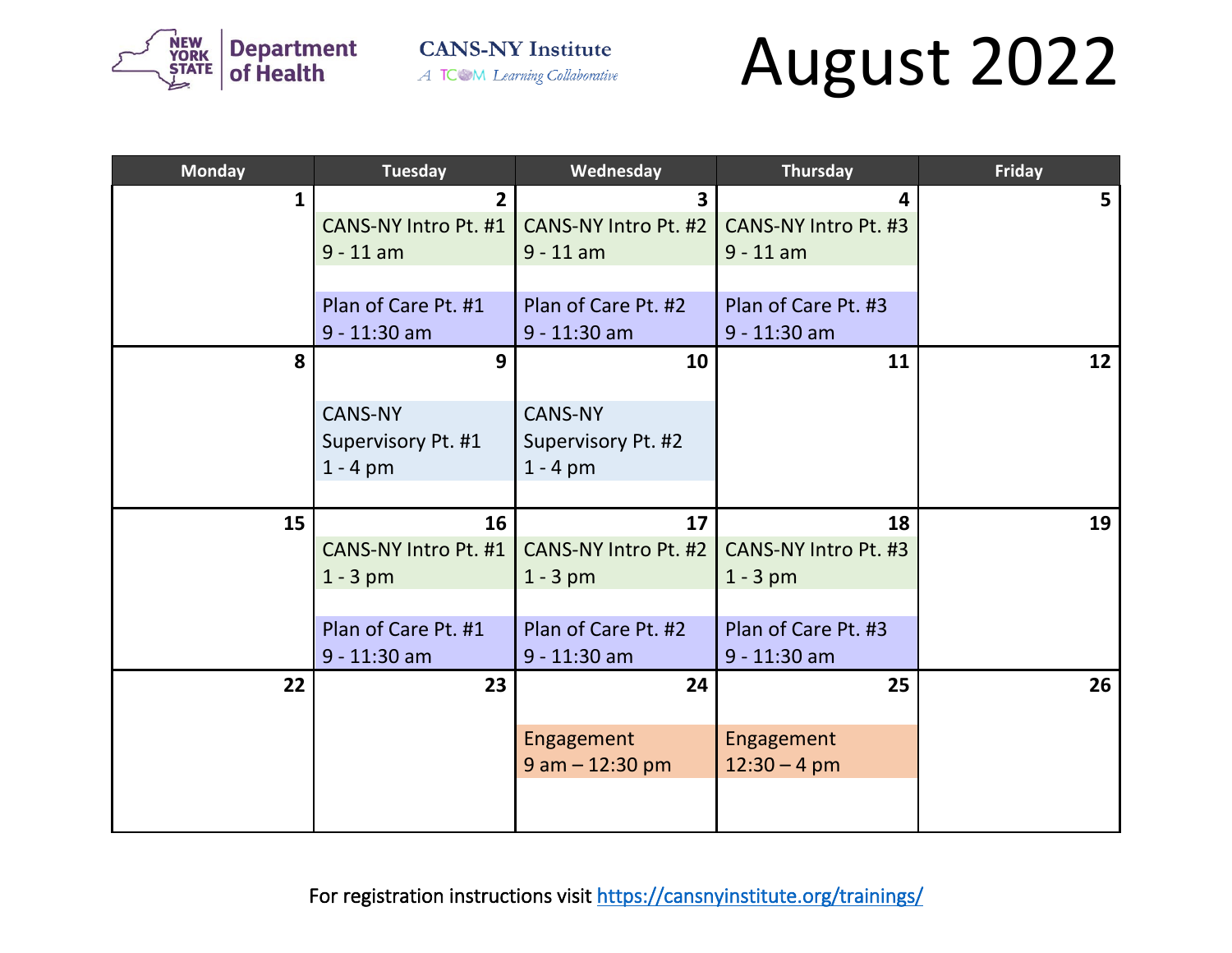New York State Department of Health

CANS-NY Institute
A TCOM Learning Collaborative

# August 2022

| Monday | Tuesday | Wednesday | Thursday | Friday |
| --- | --- | --- | --- | --- |
| 1 | 2<br>CANS-NY Intro Pt. #1<br>9 - 11 am<br><br>Plan of Care Pt. #1<br>9 - 11:30 am | 3<br>CANS-NY Intro Pt. #2<br>9 - 11 am<br><br>Plan of Care Pt. #2<br>9 - 11:30 am | 4<br>CANS-NY Intro Pt. #3<br>9 - 11 am<br><br>Plan of Care Pt. #3<br>9 - 11:30 am | 5 |
| 8 | 9<br>CANS-NY Supervisory Pt. #1<br>1 - 4 pm | 10<br>CANS-NY Supervisory Pt. #2<br>1 - 4 pm | 11 | 12 |
| 15 | 16<br>CANS-NY Intro Pt. #1<br>1 - 3 pm<br><br>Plan of Care Pt. #1<br>9 - 11:30 am | 17<br>CANS-NY Intro Pt. #2<br>1 - 3 pm<br><br>Plan of Care Pt. #2<br>9 - 11:30 am | 18<br>CANS-NY Intro Pt. #3<br>1 - 3 pm<br><br>Plan of Care Pt. #3<br>9 - 11:30 am | 19 |
| 22 | 23 | 24<br>Engagement<br>9 am – 12:30 pm | 25<br>Engagement<br>12:30 – 4 pm | 26 |

For registration instructions visit https://cansnyinstitute.org/trainings/